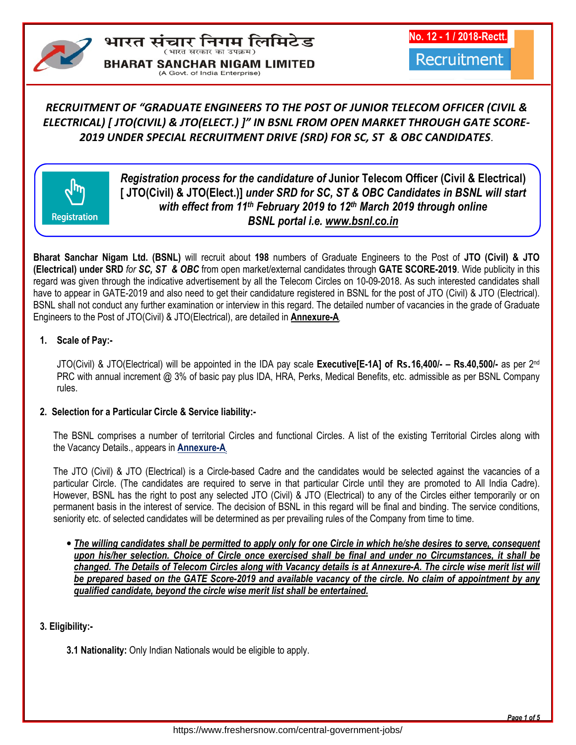भारत संचार निगम लिमिटेड
(भारत सरकार का उपक्रम)
**BHARAT SANCHAR NIGAM LIMITED**
(A Govt. of India Enterprise)

**No. 12 - 1 / 2018-Rectt.**

Recruitment

# *RECRUITMENT OF "GRADUATE ENGINEERS TO THE POST OF JUNIOR TELECOM OFFICER (CIVIL & ELECTRICAL) [ JTO(CIVIL) & JTO(ELECT.) ]" IN BSNL FROM OPEN MARKET THROUGH GATE SCORE-2019 UNDER SPECIAL RECRUITMENT DRIVE (SRD) FOR SC, ST & OBC CANDIDATES.*

Registration

***Registration process for the candidature of* Junior Telecom Officer (Civil & Electrical) [ JTO(Civil) & JTO(Elect.)] *under SRD for SC, ST & OBC Candidates in BSNL will start with effect from 11th February 2019 to 12th March 2019 through online BSNL portal i.e. www.bsnl.co.in***

**Bharat Sanchar Nigam Ltd. (BSNL)** will recruit about **198** numbers of Graduate Engineers to the Post of **JTO (Civil) & JTO (Electrical) under SRD** *for* ***SC, ST & OBC*** from open market/external candidates through **GATE SCORE-2019**. Wide publicity in this regard was given through the indicative advertisement by all the Telecom Circles on 10-09-2018. As such interested candidates shall have to appear in GATE-2019 and also need to get their candidature registered in BSNL for the post of JTO (Civil) & JTO (Electrical). BSNL shall not conduct any further examination or interview in this regard. The detailed number of vacancies in the grade of Graduate Engineers to the Post of JTO(Civil) & JTO(Electrical), are detailed in **Annexure-A**.

## 1. Scale of Pay:-

JTO(Civil) & JTO(Electrical) will be appointed in the IDA pay scale **Executive[E-1A] of Rs.16,400/- – Rs.40,500/-** as per 2nd PRC with annual increment @ 3% of basic pay plus IDA, HRA, Perks, Medical Benefits, etc. admissible as per BSNL Company rules.

## 2. Selection for a Particular Circle & Service liability:-

The BSNL comprises a number of territorial Circles and functional Circles. A list of the existing Territorial Circles along with the Vacancy Details., appears in **Annexure-A**.

The JTO (Civil) & JTO (Electrical) is a Circle-based Cadre and the candidates would be selected against the vacancies of a particular Circle. (The candidates are required to serve in that particular Circle until they are promoted to All India Cadre). However, BSNL has the right to post any selected JTO (Civil) & JTO (Electrical) to any of the Circles either temporarily or on permanent basis in the interest of service. The decision of BSNL in this regard will be final and binding. The service conditions, seniority etc. of selected candidates will be determined as per prevailing rules of the Company from time to time.

- ***The willing candidates shall be permitted to apply only for one Circle in which he/she desires to serve, consequent upon his/her selection. Choice of Circle once exercised shall be final and under no Circumstances, it shall be changed. The Details of Telecom Circles along with Vacancy details is at Annexure-A. The circle wise merit list will be prepared based on the GATE Score-2019 and available vacancy of the circle. No claim of appointment by any qualified candidate, beyond the circle wise merit list shall be entertained.***

## 3. Eligibility:-

**3.1 Nationality:** Only Indian Nationals would be eligible to apply.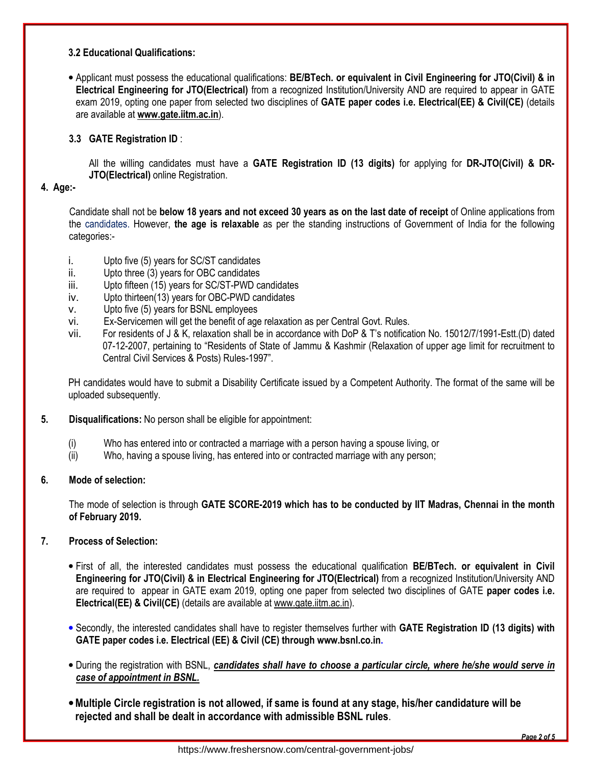### 3.2 Educational Qualifications:

- Applicant must possess the educational qualifications: **BE/BTech. or equivalent in Civil Engineering for JTO(Civil) & in Electrical Engineering for JTO(Electrical)** from a recognized Institution/University AND are required to appear in GATE exam 2019, opting one paper from selected two disciplines of **GATE paper codes i.e. Electrical(EE) & Civil(CE)** (details are available at **www.gate.iitm.ac.in**).

### 3.3 GATE Registration ID :

All the willing candidates must have a **GATE Registration ID (13 digits)** for applying for **DR-JTO(Civil) & DR-JTO(Electrical)** online Registration.

## 4. Age:-

Candidate shall not be **below 18 years and not exceed 30 years as on the last date of receipt** of Online applications from the candidates. However, **the age is relaxable** as per the standing instructions of Government of India for the following categories:-

i. Upto five (5) years for SC/ST candidates
ii. Upto three (3) years for OBC candidates
iii. Upto fifteen (15) years for SC/ST-PWD candidates
iv. Upto thirteen(13) years for OBC-PWD candidates
v. Upto five (5) years for BSNL employees
vi. Ex-Servicemen will get the benefit of age relaxation as per Central Govt. Rules.
vii. For residents of J & K, relaxation shall be in accordance with DoP & T's notification No. 15012/7/1991-Estt.(D) dated 07-12-2007, pertaining to "Residents of State of Jammu & Kashmir (Relaxation of upper age limit for recruitment to Central Civil Services & Posts) Rules-1997".

PH candidates would have to submit a Disability Certificate issued by a Competent Authority. The format of the same will be uploaded subsequently.

## 5. Disqualifications:

**Disqualifications:** No person shall be eligible for appointment:

(i) Who has entered into or contracted a marriage with a person having a spouse living, or
(ii) Who, having a spouse living, has entered into or contracted marriage with any person;

## 6. Mode of selection:

The mode of selection is through **GATE SCORE-2019 which has to be conducted by IIT Madras, Chennai in the month of February 2019.**

## 7. Process of Selection:

- First of all, the interested candidates must possess the educational qualification **BE/BTech. or equivalent in Civil Engineering for JTO(Civil) & in Electrical Engineering for JTO(Electrical)** from a recognized Institution/University AND are required to appear in GATE exam 2019, opting one paper from selected two disciplines of GATE **paper codes i.e. Electrical(EE) & Civil(CE)** (details are available at www.gate.iitm.ac.in).

- Secondly, the interested candidates shall have to register themselves further with **GATE Registration ID (13 digits) with GATE paper codes i.e. Electrical (EE) & Civil (CE) through www.bsnl.co.in.**

- During the registration with BSNL, ***candidates shall have to choose a particular circle, where he/she would serve in case of appointment in BSNL.***

- **Multiple Circle registration is not allowed, if same is found at any stage, his/her candidature will be rejected and shall be dealt in accordance with admissible BSNL rules**.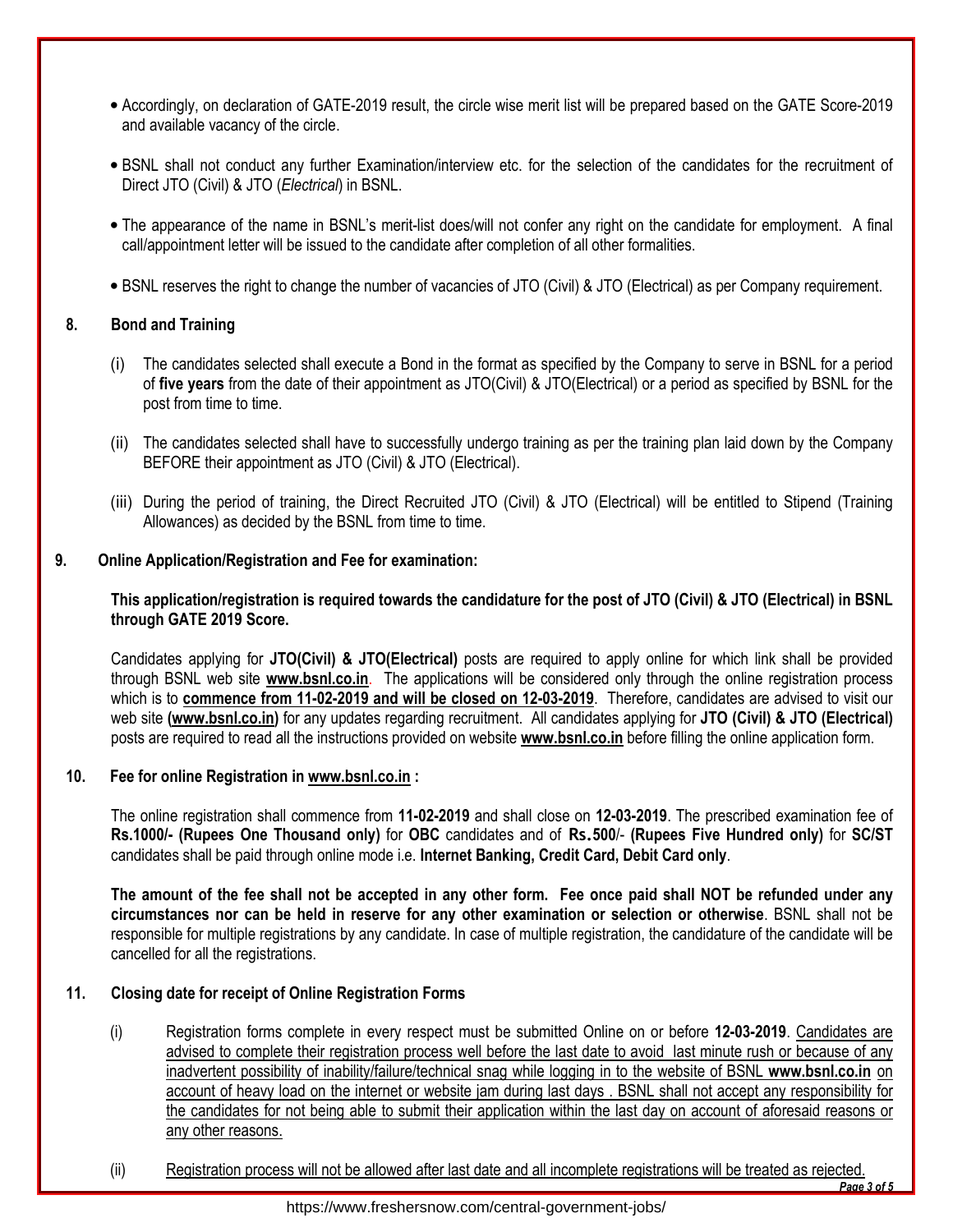- Accordingly, on declaration of GATE-2019 result, the circle wise merit list will be prepared based on the GATE Score-2019 and available vacancy of the circle.

- BSNL shall not conduct any further Examination/interview etc. for the selection of the candidates for the recruitment of Direct JTO (Civil) & JTO (*Electrical*) in BSNL.

- The appearance of the name in BSNL's merit-list does/will not confer any right on the candidate for employment. A final call/appointment letter will be issued to the candidate after completion of all other formalities.

- BSNL reserves the right to change the number of vacancies of JTO (Civil) & JTO (Electrical) as per Company requirement.

## 8. Bond and Training

(i) The candidates selected shall execute a Bond in the format as specified by the Company to serve in BSNL for a period of **five years** from the date of their appointment as JTO(Civil) & JTO(Electrical) or a period as specified by BSNL for the post from time to time.

(ii) The candidates selected shall have to successfully undergo training as per the training plan laid down by the Company BEFORE their appointment as JTO (Civil) & JTO (Electrical).

(iii) During the period of training, the Direct Recruited JTO (Civil) & JTO (Electrical) will be entitled to Stipend (Training Allowances) as decided by the BSNL from time to time.

## 9. Online Application/Registration and Fee for examination:

**This application/registration is required towards the candidature for the post of JTO (Civil) & JTO (Electrical) in BSNL through GATE 2019 Score.**

Candidates applying for **JTO(Civil) & JTO(Electrical)** posts are required to apply online for which link shall be provided through BSNL web site **www.bsnl.co.in**. The applications will be considered only through the online registration process which is to **commence from 11-02-2019 and will be closed on 12-03-2019**. Therefore, candidates are advised to visit our web site **(www.bsnl.co.in)** for any updates regarding recruitment. All candidates applying for **JTO (Civil) & JTO (Electrical)** posts are required to read all the instructions provided on website **www.bsnl.co.in** before filling the online application form.

## 10. Fee for online Registration in www.bsnl.co.in :

The online registration shall commence from **11-02-2019** and shall close on **12-03-2019**. The prescribed examination fee of **Rs.1000/- (Rupees One Thousand only)** for **OBC** candidates and of **Rs.500/- (Rupees Five Hundred only)** for **SC/ST** candidates shall be paid through online mode i.e. **Internet Banking, Credit Card, Debit Card only**.

**The amount of the fee shall not be accepted in any other form. Fee once paid shall NOT be refunded under any circumstances nor can be held in reserve for any other examination or selection or otherwise**. BSNL shall not be responsible for multiple registrations by any candidate. In case of multiple registration, the candidature of the candidate will be cancelled for all the registrations.

## 11. Closing date for receipt of Online Registration Forms

(i) Registration forms complete in every respect must be submitted Online on or before **12-03-2019**. Candidates are advised to complete their registration process well before the last date to avoid last minute rush or because of any inadvertent possibility of inability/failure/technical snag while logging in to the website of BSNL **www.bsnl.co.in** on account of heavy load on the internet or website jam during last days . BSNL shall not accept any responsibility for the candidates for not being able to submit their application within the last day on account of aforesaid reasons or any other reasons.

(ii) Registration process will not be allowed after last date and all incomplete registrations will be treated as rejected.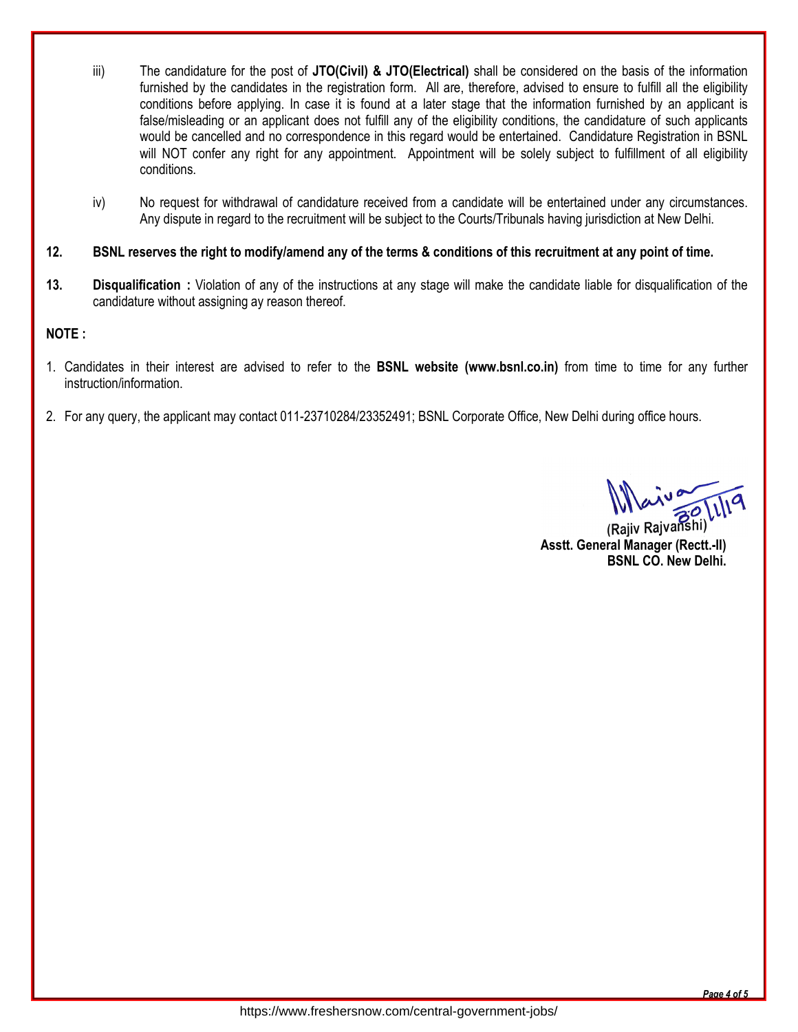iii) The candidature for the post of **JTO(Civil) & JTO(Electrical)** shall be considered on the basis of the information furnished by the candidates in the registration form. All are, therefore, advised to ensure to fulfill all the eligibility conditions before applying. In case it is found at a later stage that the information furnished by an applicant is false/misleading or an applicant does not fulfill any of the eligibility conditions, the candidature of such applicants would be cancelled and no correspondence in this regard would be entertained. Candidature Registration in BSNL will NOT confer any right for any appointment. Appointment will be solely subject to fulfillment of all eligibility conditions.

iv) No request for withdrawal of candidature received from a candidate will be entertained under any circumstances. Any dispute in regard to the recruitment will be subject to the Courts/Tribunals having jurisdiction at New Delhi.

**12. BSNL reserves the right to modify/amend any of the terms & conditions of this recruitment at any point of time.**

**13. Disqualification :** Violation of any of the instructions at any stage will make the candidate liable for disqualification of the candidature without assigning ay reason thereof.

**NOTE :**

1. Candidates in their interest are advised to refer to the **BSNL website (www.bsnl.co.in)** from time to time for any further instruction/information.

2. For any query, the applicant may contact 011-23710284/23352491; BSNL Corporate Office, New Delhi during office hours.

30/1/19

**(Rajiv Rajvanshi)**
**Asstt. General Manager (Rectt.-II)**
**BSNL CO. New Delhi.**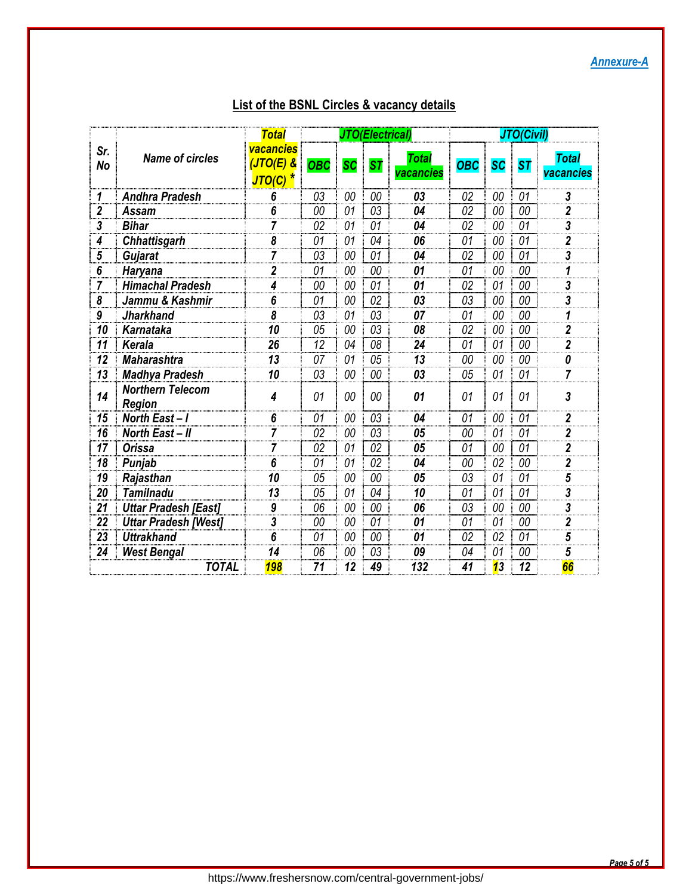*Annexure-A*

## List of the BSNL Circles & vacancy details

| Sr. No | Name of circles | Total vacancies (JTO(E) & JTO(C) * | JTO(Electrical) | | | | JTO(Civil) | | | |
|---|---|---|---|---|---|---|---|---|---|---|
| | | | OBC | SC | ST | Total vacancies | OBC | SC | ST | Total vacancies |
| 1 | Andhra Pradesh | 6 | 03 | 00 | 00 | 03 | 02 | 00 | 01 | 3 |
| 2 | Assam | 6 | 00 | 01 | 03 | 04 | 02 | 00 | 00 | 2 |
| 3 | Bihar | 7 | 02 | 01 | 01 | 04 | 02 | 00 | 01 | 3 |
| 4 | Chhattisgarh | 8 | 01 | 01 | 04 | 06 | 01 | 00 | 01 | 2 |
| 5 | Gujarat | 7 | 03 | 00 | 01 | 04 | 02 | 00 | 01 | 3 |
| 6 | Haryana | 2 | 01 | 00 | 00 | 01 | 01 | 00 | 00 | 1 |
| 7 | Himachal Pradesh | 4 | 00 | 00 | 01 | 01 | 02 | 01 | 00 | 3 |
| 8 | Jammu & Kashmir | 6 | 01 | 00 | 02 | 03 | 03 | 00 | 00 | 3 |
| 9 | Jharkhand | 8 | 03 | 01 | 03 | 07 | 01 | 00 | 00 | 1 |
| 10 | Karnataka | 10 | 05 | 00 | 03 | 08 | 02 | 00 | 00 | 2 |
| 11 | Kerala | 26 | 12 | 04 | 08 | 24 | 01 | 01 | 00 | 2 |
| 12 | Maharashtra | 13 | 07 | 01 | 05 | 13 | 00 | 00 | 00 | 0 |
| 13 | Madhya Pradesh | 10 | 03 | 00 | 00 | 03 | 05 | 01 | 01 | 7 |
| 14 | Northern Telecom Region | 4 | 01 | 00 | 00 | 01 | 01 | 01 | 01 | 3 |
| 15 | North East – I | 6 | 01 | 00 | 03 | 04 | 01 | 00 | 01 | 2 |
| 16 | North East – II | 7 | 02 | 00 | 03 | 05 | 00 | 01 | 01 | 2 |
| 17 | Orissa | 7 | 02 | 01 | 02 | 05 | 01 | 00 | 01 | 2 |
| 18 | Punjab | 6 | 01 | 01 | 02 | 04 | 00 | 02 | 00 | 2 |
| 19 | Rajasthan | 10 | 05 | 00 | 00 | 05 | 03 | 01 | 01 | 5 |
| 20 | Tamilnadu | 13 | 05 | 01 | 04 | 10 | 01 | 01 | 01 | 3 |
| 21 | Uttar Pradesh [East] | 9 | 06 | 00 | 00 | 06 | 03 | 00 | 00 | 3 |
| 22 | Uttar Pradesh [West] | 3 | 00 | 00 | 01 | 01 | 01 | 01 | 00 | 2 |
| 23 | Uttrakhand | 6 | 01 | 00 | 00 | 01 | 02 | 02 | 01 | 5 |
| 24 | West Bengal | 14 | 06 | 00 | 03 | 09 | 04 | 01 | 00 | 5 |
| | TOTAL | 198 | 71 | 12 | 49 | 132 | 41 | 13 | 12 | 66 |

https://www.freshersnow.com/central-government-jobs/